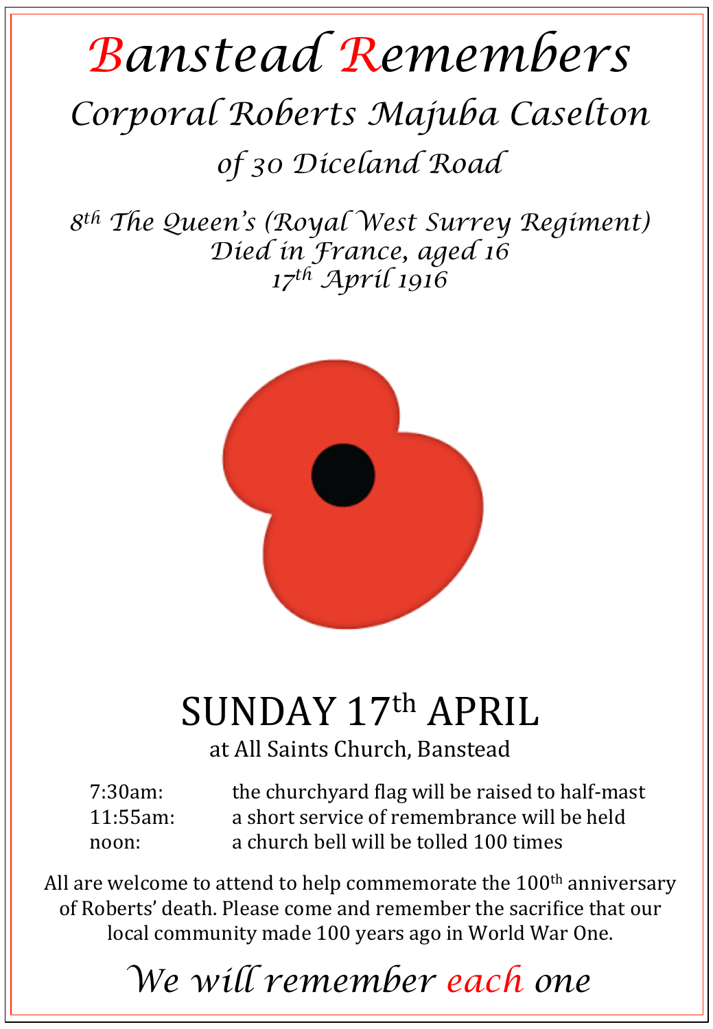# Banstead Remembers

## *Corporal Roberts Majuba Caselton*

### *of 30 Diceland Road*

*8th The Queen's (Royal West Surrey Regiment)*
*Died in France, aged 16*
*17th April 1916*

## SUNDAY 17th APRIL

at All Saints Church, Banstead

| | |
|---|---|
| 7:30am: | the churchyard flag will be raised to half-mast |
| 11:55am: | a short service of remembrance will be held |
| noon: | a church bell will be tolled 100 times |

All are welcome to attend to help commemorate the 100th anniversary of Roberts' death. Please come and remember the sacrifice that our local community made 100 years ago in World War One.

*We will remember each one*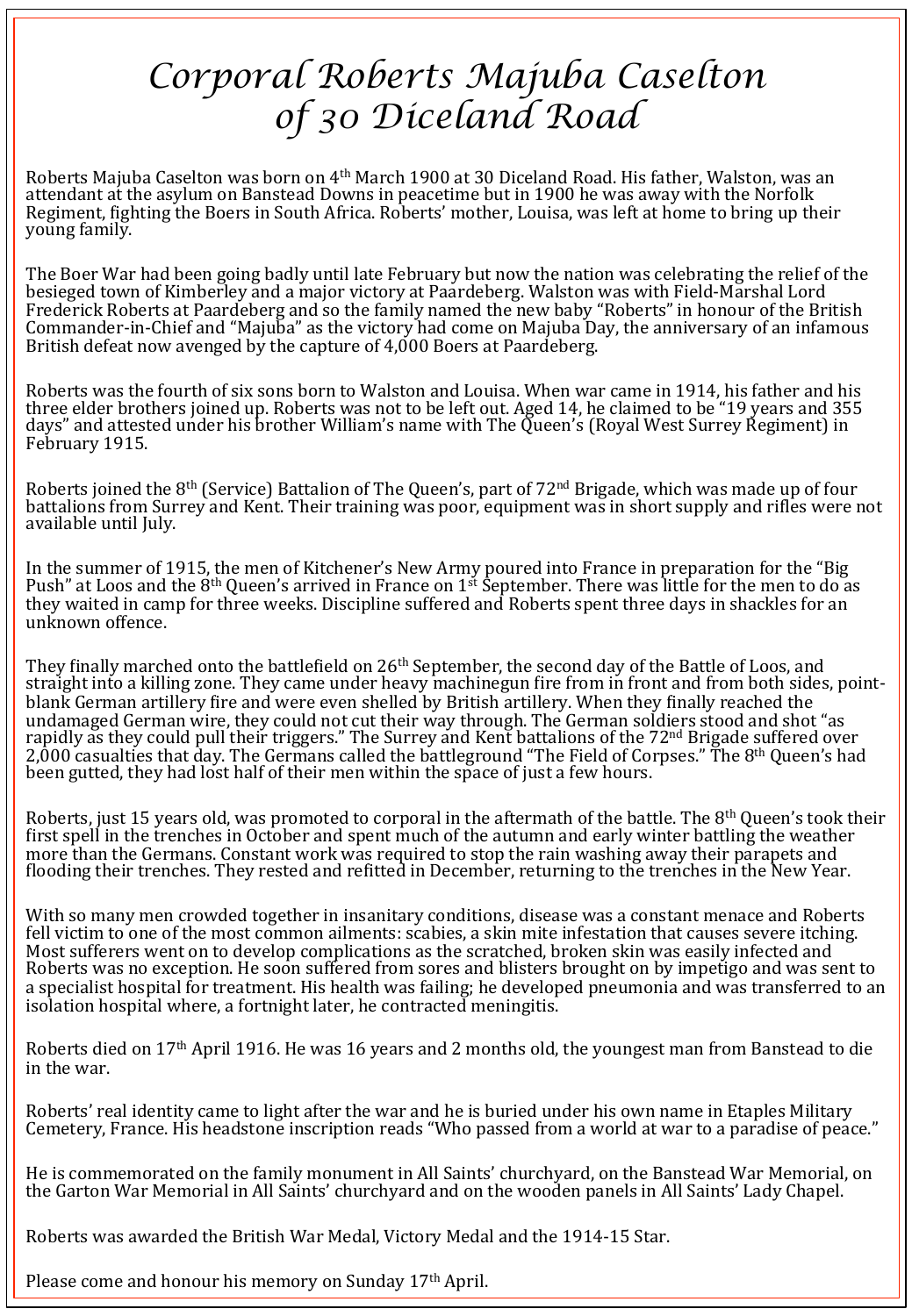# Corporal Roberts Majuba Caselton of 30 Diceland Road

Roberts Majuba Caselton was born on 4th March 1900 at 30 Diceland Road. His father, Walston, was an attendant at the asylum on Banstead Downs in peacetime but in 1900 he was away with the Norfolk Regiment, fighting the Boers in South Africa. Roberts' mother, Louisa, was left at home to bring up their young family.

The Boer War had been going badly until late February but now the nation was celebrating the relief of the besieged town of Kimberley and a major victory at Paardeberg. Walston was with Field-Marshal Lord Frederick Roberts at Paardeberg and so the family named the new baby "Roberts" in honour of the British Commander-in-Chief and "Majuba" as the victory had come on Majuba Day, the anniversary of an infamous British defeat now avenged by the capture of 4,000 Boers at Paardeberg.

Roberts was the fourth of six sons born to Walston and Louisa. When war came in 1914, his father and his three elder brothers joined up. Roberts was not to be left out. Aged 14, he claimed to be "19 years and 355 days" and attested under his brother William's name with The Queen's (Royal West Surrey Regiment) in February 1915.

Roberts joined the 8th (Service) Battalion of The Queen's, part of 72nd Brigade, which was made up of four battalions from Surrey and Kent. Their training was poor, equipment was in short supply and rifles were not available until July.

In the summer of 1915, the men of Kitchener's New Army poured into France in preparation for the "Big Push" at Loos and the 8th Queen's arrived in France on 1st September. There was little for the men to do as they waited in camp for three weeks. Discipline suffered and Roberts spent three days in shackles for an unknown offence.

They finally marched onto the battlefield on 26th September, the second day of the Battle of Loos, and straight into a killing zone. They came under heavy machinegun fire from in front and from both sides, point-blank German artillery fire and were even shelled by British artillery. When they finally reached the undamaged German wire, they could not cut their way through. The German soldiers stood and shot "as rapidly as they could pull their triggers." The Surrey and Kent battalions of the 72nd Brigade suffered over 2,000 casualties that day. The Germans called the battleground "The Field of Corpses." The 8th Queen's had been gutted, they had lost half of their men within the space of just a few hours.

Roberts, just 15 years old, was promoted to corporal in the aftermath of the battle. The 8th Queen's took their first spell in the trenches in October and spent much of the autumn and early winter battling the weather more than the Germans. Constant work was required to stop the rain washing away their parapets and flooding their trenches. They rested and refitted in December, returning to the trenches in the New Year.

With so many men crowded together in insanitary conditions, disease was a constant menace and Roberts fell victim to one of the most common ailments: scabies, a skin mite infestation that causes severe itching. Most sufferers went on to develop complications as the scratched, broken skin was easily infected and Roberts was no exception. He soon suffered from sores and blisters brought on by impetigo and was sent to a specialist hospital for treatment. His health was failing; he developed pneumonia and was transferred to an isolation hospital where, a fortnight later, he contracted meningitis.

Roberts died on 17th April 1916. He was 16 years and 2 months old, the youngest man from Banstead to die in the war.

Roberts' real identity came to light after the war and he is buried under his own name in Etaples Military Cemetery, France. His headstone inscription reads "Who passed from a world at war to a paradise of peace."

He is commemorated on the family monument in All Saints' churchyard, on the Banstead War Memorial, on the Garton War Memorial in All Saints' churchyard and on the wooden panels in All Saints' Lady Chapel.

Roberts was awarded the British War Medal, Victory Medal and the 1914-15 Star.

Please come and honour his memory on Sunday 17th April.